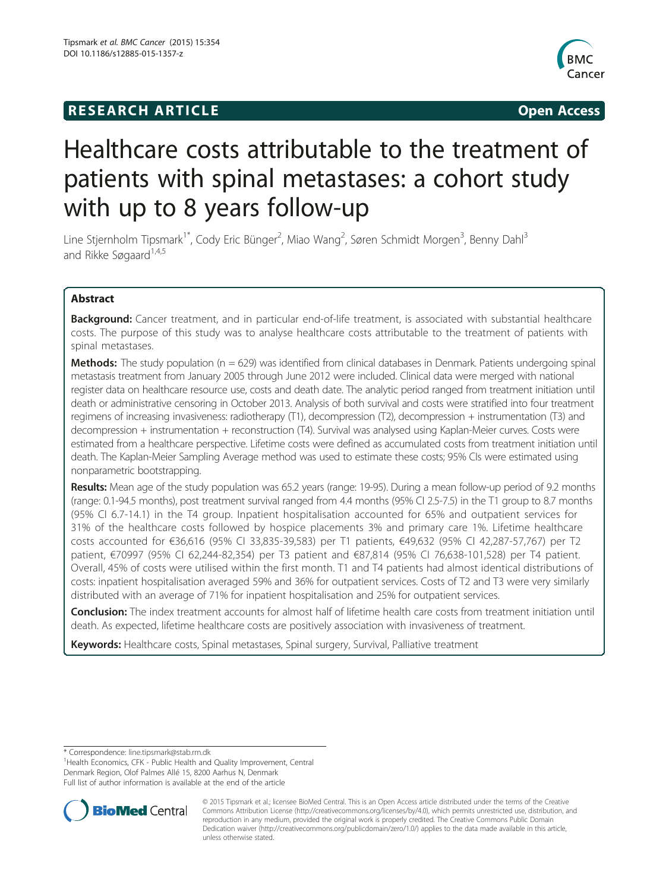**RESEARCH ARTICLE** **Open Access**

# Healthcare costs attributable to the treatment of patients with spinal metastases: a cohort study with up to 8 years follow-up

Line Stjernholm Tipsmark[1*], Cody Eric Bünger[2], Miao Wang[2], Søren Schmidt Morgen[3], Benny Dahl[3] and Rikke Søgaard[1,4,5]

## Abstract

**Background:** Cancer treatment, and in particular end-of-life treatment, is associated with substantial healthcare costs. The purpose of this study was to analyse healthcare costs attributable to the treatment of patients with spinal metastases.

**Methods:** The study population (n = 629) was identified from clinical databases in Denmark. Patients undergoing spinal metastasis treatment from January 2005 through June 2012 were included. Clinical data were merged with national register data on healthcare resource use, costs and death date. The analytic period ranged from treatment initiation until death or administrative censoring in October 2013. Analysis of both survival and costs were stratified into four treatment regimens of increasing invasiveness: radiotherapy (T1), decompression (T2), decompression + instrumentation (T3) and decompression + instrumentation + reconstruction (T4). Survival was analysed using Kaplan-Meier curves. Costs were estimated from a healthcare perspective. Lifetime costs were defined as accumulated costs from treatment initiation until death. The Kaplan-Meier Sampling Average method was used to estimate these costs; 95% CIs were estimated using nonparametric bootstrapping.

**Results:** Mean age of the study population was 65.2 years (range: 19-95). During a mean follow-up period of 9.2 months (range: 0.1-94.5 months), post treatment survival ranged from 4.4 months (95% CI 2.5-7.5) in the T1 group to 8.7 months (95% CI 6.7-14.1) in the T4 group. Inpatient hospitalisation accounted for 65% and outpatient services for 31% of the healthcare costs followed by hospice placements 3% and primary care 1%. Lifetime healthcare costs accounted for €36,616 (95% CI 33,835-39,583) per T1 patients, €49,632 (95% CI 42,287-57,767) per T2 patient, €70997 (95% CI 62,244-82,354) per T3 patient and €87,814 (95% CI 76,638-101,528) per T4 patient. Overall, 45% of costs were utilised within the first month. T1 and T4 patients had almost identical distributions of costs: inpatient hospitalisation averaged 59% and 36% for outpatient services. Costs of T2 and T3 were very similarly distributed with an average of 71% for inpatient hospitalisation and 25% for outpatient services.

**Conclusion:** The index treatment accounts for almost half of lifetime health care costs from treatment initiation until death. As expected, lifetime healthcare costs are positively association with invasiveness of treatment.

**Keywords:** Healthcare costs, Spinal metastases, Spinal surgery, Survival, Palliative treatment

---

* Correspondence: line.tipsmark@stab.rm.dk
[1]Health Economics, CFK - Public Health and Quality Improvement, Central Denmark Region, Olof Palmes Allé 15, 8200 Aarhus N, Denmark
Full list of author information is available at the end of the article

© 2015 Tipsmark et al.; licensee BioMed Central. This is an Open Access article distributed under the terms of the Creative Commons Attribution License (http://creativecommons.org/licenses/by/4.0), which permits unrestricted use, distribution, and reproduction in any medium, provided the original work is properly credited. The Creative Commons Public Domain Dedication waiver (http://creativecommons.org/publicdomain/zero/1.0/) applies to the data made available in this article, unless otherwise stated.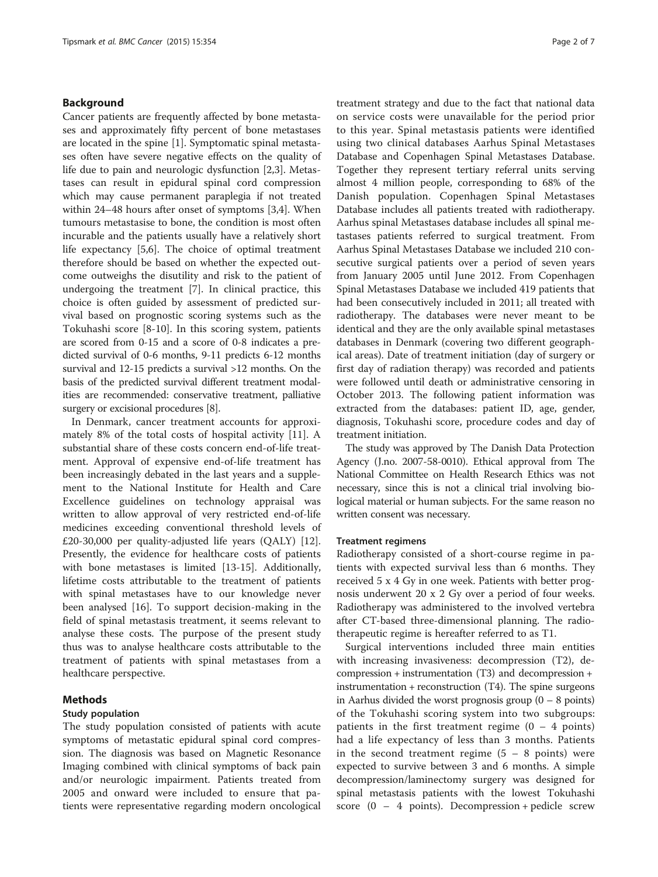## Background

Cancer patients are frequently affected by bone metastases and approximately fifty percent of bone metastases are located in the spine [1]. Symptomatic spinal metastases often have severe negative effects on the quality of life due to pain and neurologic dysfunction [2,3]. Metastases can result in epidural spinal cord compression which may cause permanent paraplegia if not treated within 24–48 hours after onset of symptoms [3,4]. When tumours metastasise to bone, the condition is most often incurable and the patients usually have a relatively short life expectancy [5,6]. The choice of optimal treatment therefore should be based on whether the expected outcome outweighs the disutility and risk to the patient of undergoing the treatment [7]. In clinical practice, this choice is often guided by assessment of predicted survival based on prognostic scoring systems such as the Tokuhashi score [8-10]. In this scoring system, patients are scored from 0-15 and a score of 0-8 indicates a predicted survival of 0-6 months, 9-11 predicts 6-12 months survival and 12-15 predicts a survival >12 months. On the basis of the predicted survival different treatment modalities are recommended: conservative treatment, palliative surgery or excisional procedures [8].

In Denmark, cancer treatment accounts for approximately 8% of the total costs of hospital activity [11]. A substantial share of these costs concern end-of-life treatment. Approval of expensive end-of-life treatment has been increasingly debated in the last years and a supplement to the National Institute for Health and Care Excellence guidelines on technology appraisal was written to allow approval of very restricted end-of-life medicines exceeding conventional threshold levels of £20-30,000 per quality-adjusted life years (QALY) [12]. Presently, the evidence for healthcare costs of patients with bone metastases is limited [13-15]. Additionally, lifetime costs attributable to the treatment of patients with spinal metastases have to our knowledge never been analysed [16]. To support decision-making in the field of spinal metastasis treatment, it seems relevant to analyse these costs. The purpose of the present study thus was to analyse healthcare costs attributable to the treatment of patients with spinal metastases from a healthcare perspective.

## Methods

### Study population

The study population consisted of patients with acute symptoms of metastatic epidural spinal cord compression. The diagnosis was based on Magnetic Resonance Imaging combined with clinical symptoms of back pain and/or neurologic impairment. Patients treated from 2005 and onward were included to ensure that patients were representative regarding modern oncological treatment strategy and due to the fact that national data on service costs were unavailable for the period prior to this year. Spinal metastasis patients were identified using two clinical databases Aarhus Spinal Metastases Database and Copenhagen Spinal Metastases Database. Together they represent tertiary referral units serving almost 4 million people, corresponding to 68% of the Danish population. Copenhagen Spinal Metastases Database includes all patients treated with radiotherapy. Aarhus spinal Metastases database includes all spinal metastases patients referred to surgical treatment. From Aarhus Spinal Metastases Database we included 210 consecutive surgical patients over a period of seven years from January 2005 until June 2012. From Copenhagen Spinal Metastases Database we included 419 patients that had been consecutively included in 2011; all treated with radiotherapy. The databases were never meant to be identical and they are the only available spinal metastases databases in Denmark (covering two different geographical areas). Date of treatment initiation (day of surgery or first day of radiation therapy) was recorded and patients were followed until death or administrative censoring in October 2013. The following patient information was extracted from the databases: patient ID, age, gender, diagnosis, Tokuhashi score, procedure codes and day of treatment initiation.

The study was approved by The Danish Data Protection Agency (J.no. 2007-58-0010). Ethical approval from The National Committee on Health Research Ethics was not necessary, since this is not a clinical trial involving biological material or human subjects. For the same reason no written consent was necessary.

### Treatment regimens

Radiotherapy consisted of a short-course regime in patients with expected survival less than 6 months. They received 5 x 4 Gy in one week. Patients with better prognosis underwent 20 x 2 Gy over a period of four weeks. Radiotherapy was administered to the involved vertebra after CT-based three-dimensional planning. The radiotherapeutic regime is hereafter referred to as T1.

Surgical interventions included three main entities with increasing invasiveness: decompression (T2), decompression + instrumentation (T3) and decompression + instrumentation + reconstruction (T4). The spine surgeons in Aarhus divided the worst prognosis group (0 – 8 points) of the Tokuhashi scoring system into two subgroups: patients in the first treatment regime (0 – 4 points) had a life expectancy of less than 3 months. Patients in the second treatment regime (5 – 8 points) were expected to survive between 3 and 6 months. A simple decompression/laminectomy surgery was designed for spinal metastasis patients with the lowest Tokuhashi score (0 – 4 points). Decompression + pedicle screw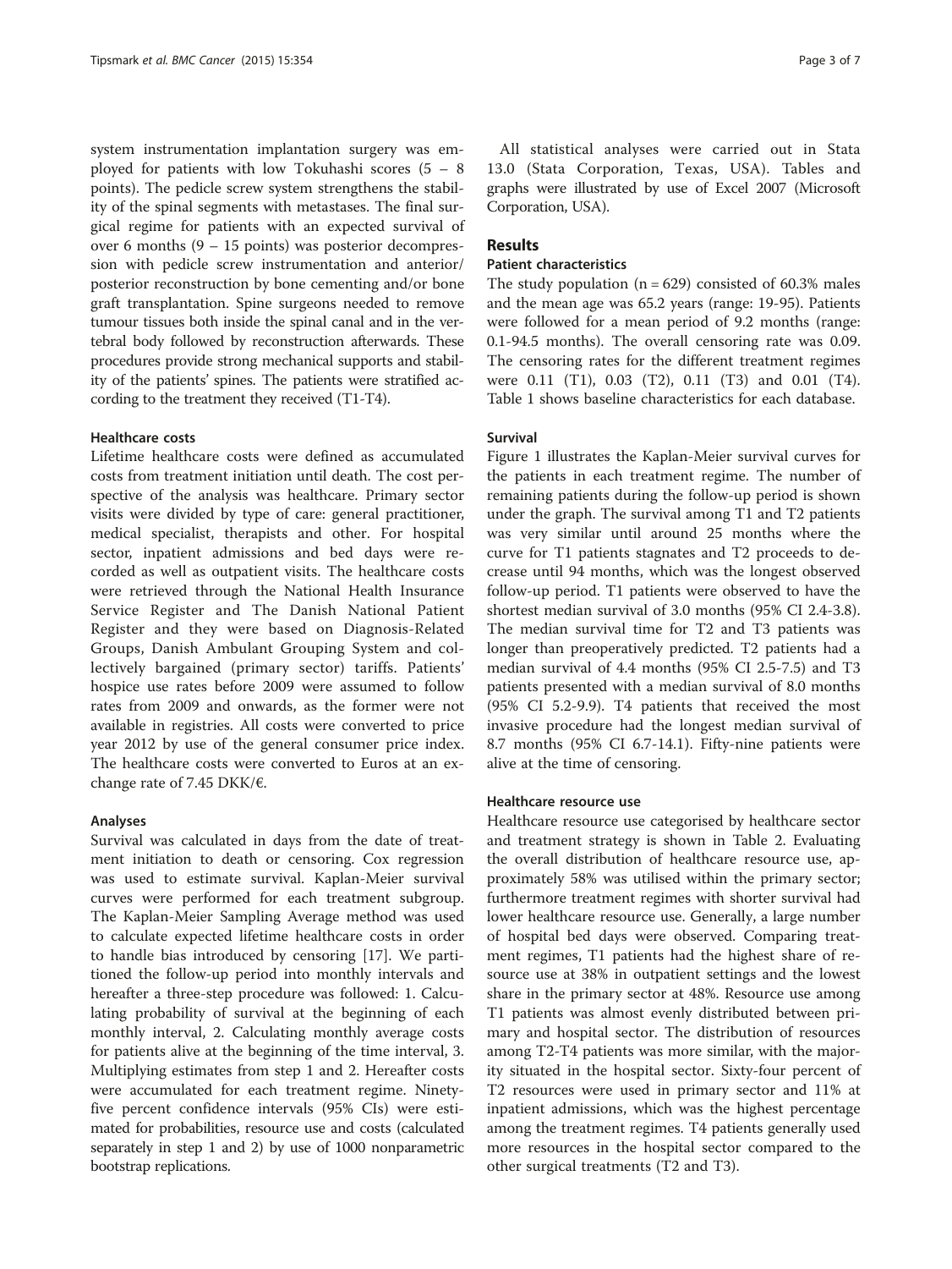system instrumentation implantation surgery was employed for patients with low Tokuhashi scores (5 – 8 points). The pedicle screw system strengthens the stability of the spinal segments with metastases. The final surgical regime for patients with an expected survival of over 6 months (9 – 15 points) was posterior decompression with pedicle screw instrumentation and anterior/posterior reconstruction by bone cementing and/or bone graft transplantation. Spine surgeons needed to remove tumour tissues both inside the spinal canal and in the vertebral body followed by reconstruction afterwards. These procedures provide strong mechanical supports and stability of the patients' spines. The patients were stratified according to the treatment they received (T1-T4).

### Healthcare costs

Lifetime healthcare costs were defined as accumulated costs from treatment initiation until death. The cost perspective of the analysis was healthcare. Primary sector visits were divided by type of care: general practitioner, medical specialist, therapists and other. For hospital sector, inpatient admissions and bed days were recorded as well as outpatient visits. The healthcare costs were retrieved through the National Health Insurance Service Register and The Danish National Patient Register and they were based on Diagnosis-Related Groups, Danish Ambulant Grouping System and collectively bargained (primary sector) tariffs. Patients' hospice use rates before 2009 were assumed to follow rates from 2009 and onwards, as the former were not available in registries. All costs were converted to price year 2012 by use of the general consumer price index. The healthcare costs were converted to Euros at an exchange rate of 7.45 DKK/€.

### Analyses

Survival was calculated in days from the date of treatment initiation to death or censoring. Cox regression was used to estimate survival. Kaplan-Meier survival curves were performed for each treatment subgroup. The Kaplan-Meier Sampling Average method was used to calculate expected lifetime healthcare costs in order to handle bias introduced by censoring [17]. We partitioned the follow-up period into monthly intervals and hereafter a three-step procedure was followed: 1. Calculating probability of survival at the beginning of each monthly interval, 2. Calculating monthly average costs for patients alive at the beginning of the time interval, 3. Multiplying estimates from step 1 and 2. Hereafter costs were accumulated for each treatment regime. Ninety-five percent confidence intervals (95% CIs) were estimated for probabilities, resource use and costs (calculated separately in step 1 and 2) by use of 1000 nonparametric bootstrap replications.

All statistical analyses were carried out in Stata 13.0 (Stata Corporation, Texas, USA). Tables and graphs were illustrated by use of Excel 2007 (Microsoft Corporation, USA).

## Results

### Patient characteristics

The study population (n = 629) consisted of 60.3% males and the mean age was 65.2 years (range: 19-95). Patients were followed for a mean period of 9.2 months (range: 0.1-94.5 months). The overall censoring rate was 0.09. The censoring rates for the different treatment regimes were 0.11 (T1), 0.03 (T2), 0.11 (T3) and 0.01 (T4). Table 1 shows baseline characteristics for each database.

### Survival

Figure 1 illustrates the Kaplan-Meier survival curves for the patients in each treatment regime. The number of remaining patients during the follow-up period is shown under the graph. The survival among T1 and T2 patients was very similar until around 25 months where the curve for T1 patients stagnates and T2 proceeds to decrease until 94 months, which was the longest observed follow-up period. T1 patients were observed to have the shortest median survival of 3.0 months (95% CI 2.4-3.8). The median survival time for T2 and T3 patients was longer than preoperatively predicted. T2 patients had a median survival of 4.4 months (95% CI 2.5-7.5) and T3 patients presented with a median survival of 8.0 months (95% CI 5.2-9.9). T4 patients that received the most invasive procedure had the longest median survival of 8.7 months (95% CI 6.7-14.1). Fifty-nine patients were alive at the time of censoring.

### Healthcare resource use

Healthcare resource use categorised by healthcare sector and treatment strategy is shown in Table 2. Evaluating the overall distribution of healthcare resource use, approximately 58% was utilised within the primary sector; furthermore treatment regimes with shorter survival had lower healthcare resource use. Generally, a large number of hospital bed days were observed. Comparing treatment regimes, T1 patients had the highest share of resource use at 38% in outpatient settings and the lowest share in the primary sector at 48%. Resource use among T1 patients was almost evenly distributed between primary and hospital sector. The distribution of resources among T2-T4 patients was more similar, with the majority situated in the hospital sector. Sixty-four percent of T2 resources were used in primary sector and 11% at inpatient admissions, which was the highest percentage among the treatment regimes. T4 patients generally used more resources in the hospital sector compared to the other surgical treatments (T2 and T3).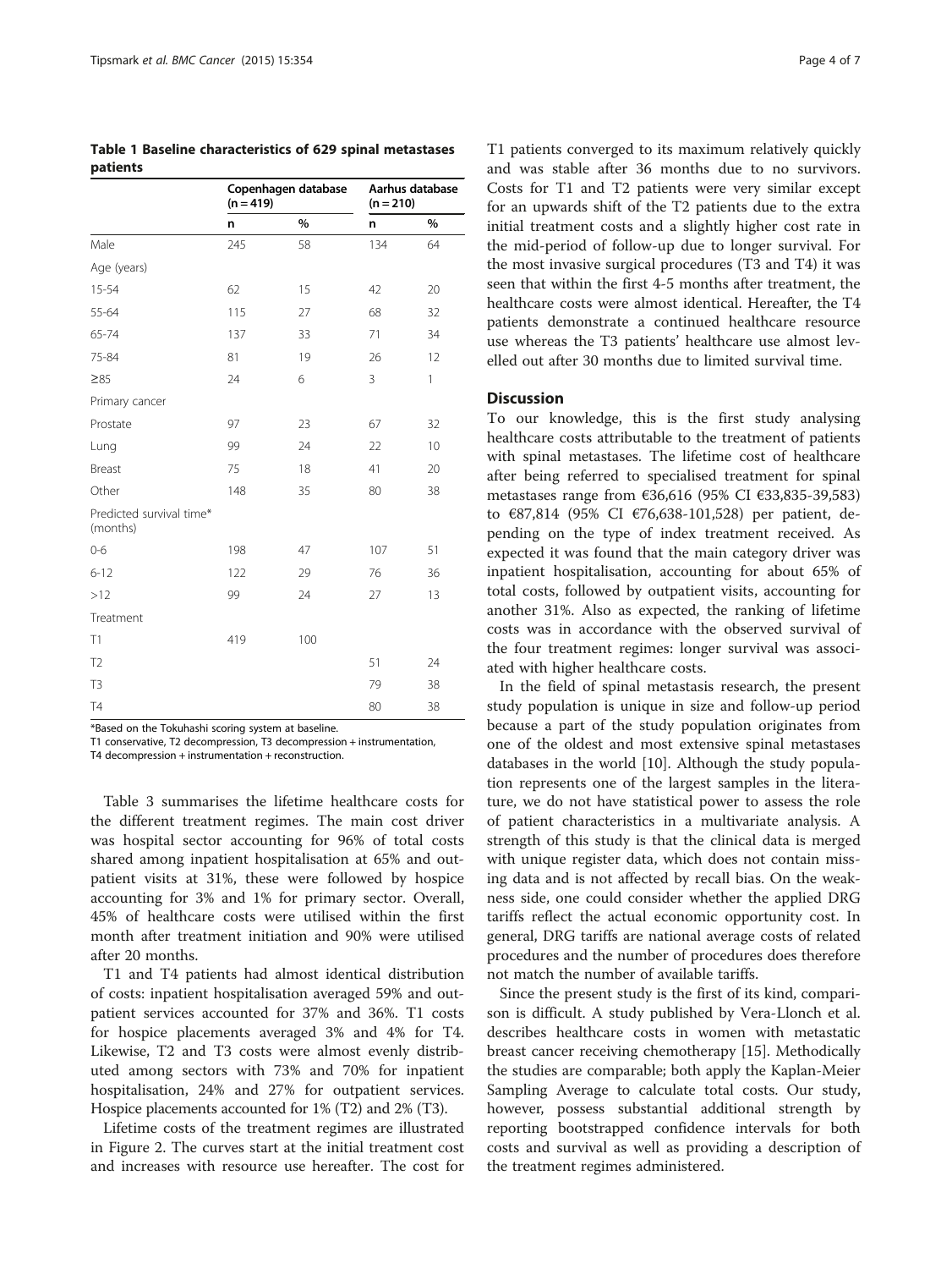**Table 1 Baseline characteristics of 629 spinal metastases patients**

| | Copenhagen database (n = 419) | | Aarhus database (n = 210) | |
|---|---|---|---|---|
| | n | % | n | % |
| Male | 245 | 58 | 134 | 64 |
| Age (years) | | | | |
| 15-54 | 62 | 15 | 42 | 20 |
| 55-64 | 115 | 27 | 68 | 32 |
| 65-74 | 137 | 33 | 71 | 34 |
| 75-84 | 81 | 19 | 26 | 12 |
| ≥85 | 24 | 6 | 3 | 1 |
| Primary cancer | | | | |
| Prostate | 97 | 23 | 67 | 32 |
| Lung | 99 | 24 | 22 | 10 |
| Breast | 75 | 18 | 41 | 20 |
| Other | 148 | 35 | 80 | 38 |
| Predicted survival time* (months) | | | | |
| 0-6 | 198 | 47 | 107 | 51 |
| 6-12 | 122 | 29 | 76 | 36 |
| >12 | 99 | 24 | 27 | 13 |
| Treatment | | | | |
| T1 | 419 | 100 | | |
| T2 | | | 51 | 24 |
| T3 | | | 79 | 38 |
| T4 | | | 80 | 38 |

*Based on the Tokuhashi scoring system at baseline.
T1 conservative, T2 decompression, T3 decompression + instrumentation, T4 decompression + instrumentation + reconstruction.

Table 3 summarises the lifetime healthcare costs for the different treatment regimes. The main cost driver was hospital sector accounting for 96% of total costs shared among inpatient hospitalisation at 65% and outpatient visits at 31%, these were followed by hospice accounting for 3% and 1% for primary sector. Overall, 45% of healthcare costs were utilised within the first month after treatment initiation and 90% were utilised after 20 months.

T1 and T4 patients had almost identical distribution of costs: inpatient hospitalisation averaged 59% and outpatient services accounted for 37% and 36%. T1 costs for hospice placements averaged 3% and 4% for T4. Likewise, T2 and T3 costs were almost evenly distributed among sectors with 73% and 70% for inpatient hospitalisation, 24% and 27% for outpatient services. Hospice placements accounted for 1% (T2) and 2% (T3).

Lifetime costs of the treatment regimes are illustrated in Figure 2. The curves start at the initial treatment cost and increases with resource use hereafter. The cost for T1 patients converged to its maximum relatively quickly and was stable after 36 months due to no survivors. Costs for T1 and T2 patients were very similar except for an upwards shift of the T2 patients due to the extra initial treatment costs and a slightly higher cost rate in the mid-period of follow-up due to longer survival. For the most invasive surgical procedures (T3 and T4) it was seen that within the first 4-5 months after treatment, the healthcare costs were almost identical. Hereafter, the T4 patients demonstrate a continued healthcare resource use whereas the T3 patients' healthcare use almost levelled out after 30 months due to limited survival time.

## Discussion

To our knowledge, this is the first study analysing healthcare costs attributable to the treatment of patients with spinal metastases. The lifetime cost of healthcare after being referred to specialised treatment for spinal metastases range from €36,616 (95% CI €33,835-39,583) to €87,814 (95% CI €76,638-101,528) per patient, depending on the type of index treatment received. As expected it was found that the main category driver was inpatient hospitalisation, accounting for about 65% of total costs, followed by outpatient visits, accounting for another 31%. Also as expected, the ranking of lifetime costs was in accordance with the observed survival of the four treatment regimes: longer survival was associated with higher healthcare costs.

In the field of spinal metastasis research, the present study population is unique in size and follow-up period because a part of the study population originates from one of the oldest and most extensive spinal metastases databases in the world [10]. Although the study population represents one of the largest samples in the literature, we do not have statistical power to assess the role of patient characteristics in a multivariate analysis. A strength of this study is that the clinical data is merged with unique register data, which does not contain missing data and is not affected by recall bias. On the weakness side, one could consider whether the applied DRG tariffs reflect the actual economic opportunity cost. In general, DRG tariffs are national average costs of related procedures and the number of procedures does therefore not match the number of available tariffs.

Since the present study is the first of its kind, comparison is difficult. A study published by Vera-Llonch et al. describes healthcare costs in women with metastatic breast cancer receiving chemotherapy [15]. Methodically the studies are comparable; both apply the Kaplan-Meier Sampling Average to calculate total costs. Our study, however, possess substantial additional strength by reporting bootstrapped confidence intervals for both costs and survival as well as providing a description of the treatment regimes administered.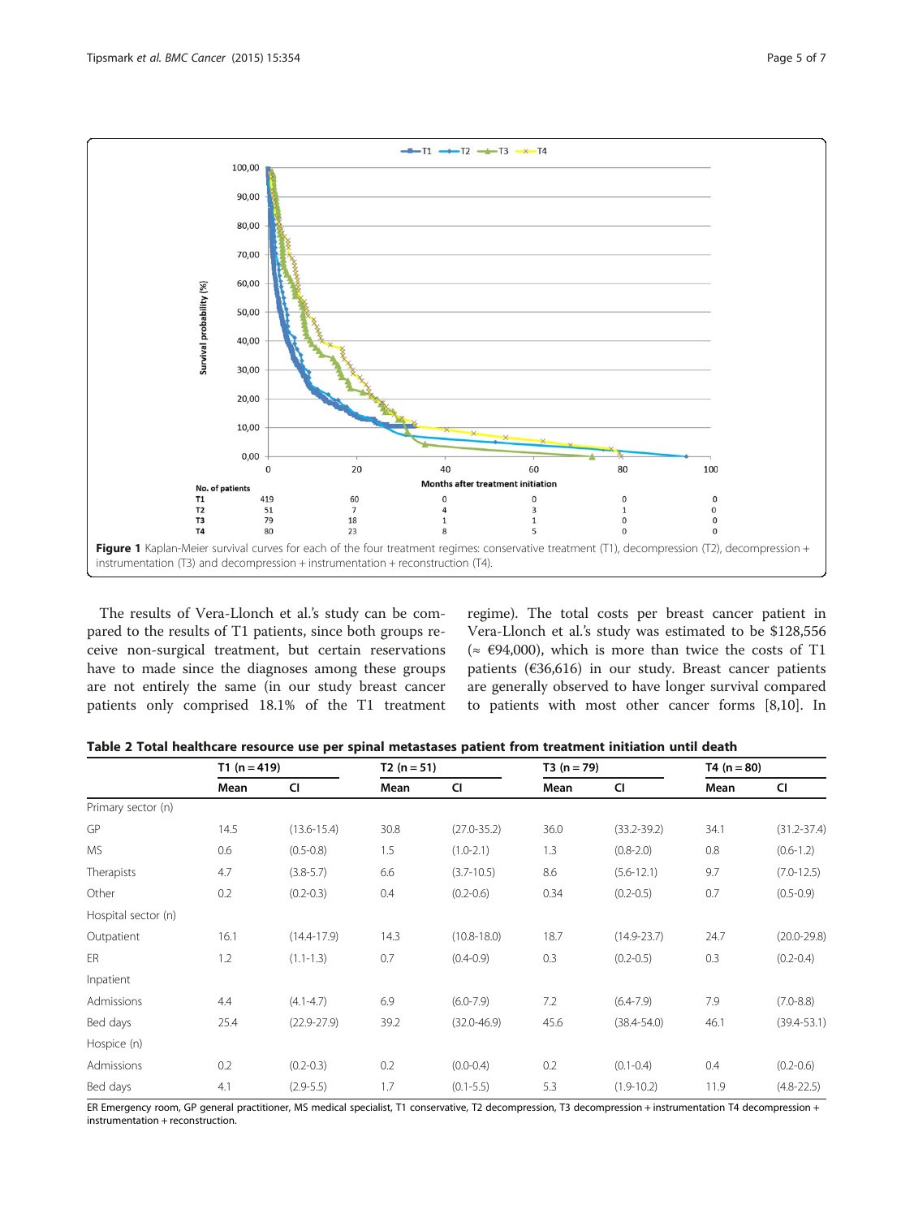Figure 1 Kaplan-Meier survival curves for each of the four treatment regimes: conservative treatment (T1), decompression (T2), decompression + instrumentation (T3) and decompression + instrumentation + reconstruction (T4).

The results of Vera-Llonch et al.'s study can be compared to the results of T1 patients, since both groups receive non-surgical treatment, but certain reservations have to made since the diagnoses among these groups are not entirely the same (in our study breast cancer patients only comprised 18.1% of the T1 treatment regime). The total costs per breast cancer patient in Vera-Llonch et al.'s study was estimated to be $128,556 (≈ €94,000), which is more than twice the costs of T1 patients (€36,616) in our study. Breast cancer patients are generally observed to have longer survival compared to patients with most other cancer forms [8,10]. In

**Table 2 Total healthcare resource use per spinal metastases patient from treatment initiation until death**

| | T1 (n = 419) | | T2 (n = 51) | | T3 (n = 79) | | T4 (n = 80) | |
|---|---|---|---|---|---|---|---|---|
| | Mean | CI | Mean | CI | Mean | CI | Mean | CI |
| Primary sector (n) | | | | | | | | |
| GP | 14.5 | (13.6-15.4) | 30.8 | (27.0-35.2) | 36.0 | (33.2-39.2) | 34.1 | (31.2-37.4) |
| MS | 0.6 | (0.5-0.8) | 1.5 | (1.0-2.1) | 1.3 | (0.8-2.0) | 0.8 | (0.6-1.2) |
| Therapists | 4.7 | (3.8-5.7) | 6.6 | (3.7-10.5) | 8.6 | (5.6-12.1) | 9.7 | (7.0-12.5) |
| Other | 0.2 | (0.2-0.3) | 0.4 | (0.2-0.6) | 0.34 | (0.2-0.5) | 0.7 | (0.5-0.9) |
| Hospital sector (n) | | | | | | | | |
| Outpatient | 16.1 | (14.4-17.9) | 14.3 | (10.8-18.0) | 18.7 | (14.9-23.7) | 24.7 | (20.0-29.8) |
| ER | 1.2 | (1.1-1.3) | 0.7 | (0.4-0.9) | 0.3 | (0.2-0.5) | 0.3 | (0.2-0.4) |
| Inpatient | | | | | | | | |
| Admissions | 4.4 | (4.1-4.7) | 6.9 | (6.0-7.9) | 7.2 | (6.4-7.9) | 7.9 | (7.0-8.8) |
| Bed days | 25.4 | (22.9-27.9) | 39.2 | (32.0-46.9) | 45.6 | (38.4-54.0) | 46.1 | (39.4-53.1) |
| Hospice (n) | | | | | | | | |
| Admissions | 0.2 | (0.2-0.3) | 0.2 | (0.0-0.4) | 0.2 | (0.1-0.4) | 0.4 | (0.2-0.6) |
| Bed days | 4.1 | (2.9-5.5) | 1.7 | (0.1-5.5) | 5.3 | (1.9-10.2) | 11.9 | (4.8-22.5) |

ER Emergency room, GP general practitioner, MS medical specialist, T1 conservative, T2 decompression, T3 decompression + instrumentation T4 decompression + instrumentation + reconstruction.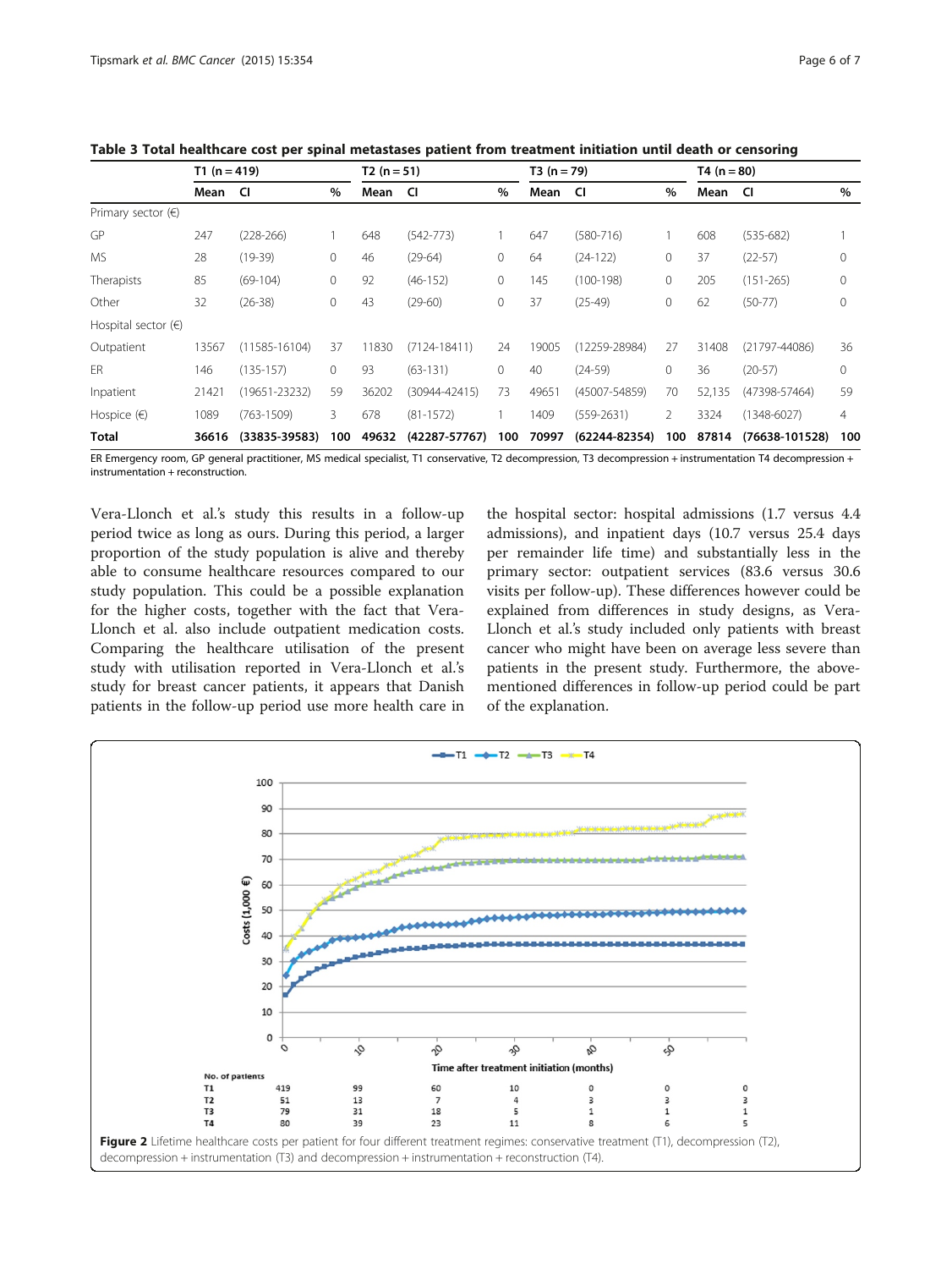**Table 3 Total healthcare cost per spinal metastases patient from treatment initiation until death or censoring**

| | T1 (n = 419) | | | T2 (n = 51) | | | T3 (n = 79) | | | T4 (n = 80) | | |
|---|---|---|---|---|---|---|---|---|---|---|---|---|
| | Mean | CI | % | Mean | CI | % | Mean | CI | % | Mean | CI | % |
| Primary sector (€) | | | | | | | | | | | | |
| GP | 247 | (228-266) | 1 | 648 | (542-773) | 1 | 647 | (580-716) | 1 | 608 | (535-682) | 1 |
| MS | 28 | (19-39) | 0 | 46 | (29-64) | 0 | 64 | (24-122) | 0 | 37 | (22-57) | 0 |
| Therapists | 85 | (69-104) | 0 | 92 | (46-152) | 0 | 145 | (100-198) | 0 | 205 | (151-265) | 0 |
| Other | 32 | (26-38) | 0 | 43 | (29-60) | 0 | 37 | (25-49) | 0 | 62 | (50-77) | 0 |
| Hospital sector (€) | | | | | | | | | | | | |
| Outpatient | 13567 | (11585-16104) | 37 | 11830 | (7124-18411) | 24 | 19005 | (12259-28984) | 27 | 31408 | (21797-44086) | 36 |
| ER | 146 | (135-157) | 0 | 93 | (63-131) | 0 | 40 | (24-59) | 0 | 36 | (20-57) | 0 |
| Inpatient | 21421 | (19651-23232) | 59 | 36202 | (30944-42415) | 73 | 49651 | (45007-54859) | 70 | 52,135 | (47398-57464) | 59 |
| Hospice (€) | 1089 | (763-1509) | 3 | 678 | (81-1572) | 1 | 1409 | (559-2631) | 2 | 3324 | (1348-6027) | 4 |
| **Total** | **36616** | **(33835-39583)** | **100** | **49632** | **(42287-57767)** | **100** | **70997** | **(62244-82354)** | **100** | **87814** | **(76638-101528)** | **100** |

ER Emergency room, GP general practitioner, MS medical specialist, T1 conservative, T2 decompression, T3 decompression + instrumentation T4 decompression + instrumentation + reconstruction.

Vera-Llonch et al.'s study this results in a follow-up period twice as long as ours. During this period, a larger proportion of the study population is alive and thereby able to consume healthcare resources compared to our study population. This could be a possible explanation for the higher costs, together with the fact that Vera-Llonch et al. also include outpatient medication costs. Comparing the healthcare utilisation of the present study with utilisation reported in Vera-Llonch et al.'s study for breast cancer patients, it appears that Danish patients in the follow-up period use more health care in the hospital sector: hospital admissions (1.7 versus 4.4 admissions), and inpatient days (10.7 versus 25.4 days per remainder life time) and substantially less in the primary sector: outpatient services (83.6 versus 30.6 visits per follow-up). These differences however could be explained from differences in study designs, as Vera-Llonch et al.'s study included only patients with breast cancer who might have been on average less severe than patients in the present study. Furthermore, the above-mentioned differences in follow-up period could be part of the explanation.

**Figure 2** Lifetime healthcare costs per patient for four different treatment regimes: conservative treatment (T1), decompression (T2), decompression + instrumentation (T3) and decompression + instrumentation + reconstruction (T4).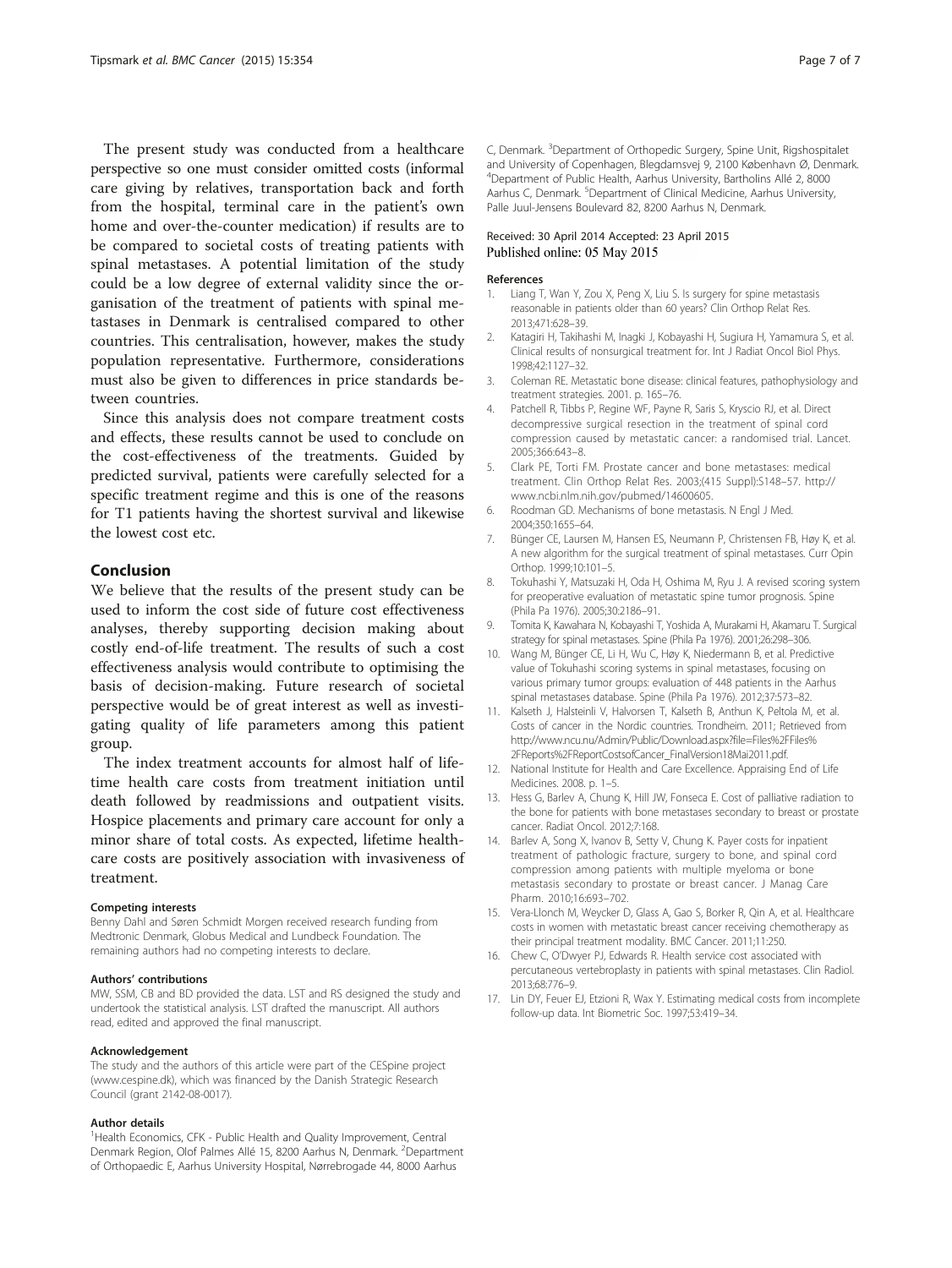The present study was conducted from a healthcare perspective so one must consider omitted costs (informal care giving by relatives, transportation back and forth from the hospital, terminal care in the patient's own home and over-the-counter medication) if results are to be compared to societal costs of treating patients with spinal metastases. A potential limitation of the study could be a low degree of external validity since the organisation of the treatment of patients with spinal metastases in Denmark is centralised compared to other countries. This centralisation, however, makes the study population representative. Furthermore, considerations must also be given to differences in price standards between countries.

Since this analysis does not compare treatment costs and effects, these results cannot be used to conclude on the cost-effectiveness of the treatments. Guided by predicted survival, patients were carefully selected for a specific treatment regime and this is one of the reasons for T1 patients having the shortest survival and likewise the lowest cost etc.

## Conclusion

We believe that the results of the present study can be used to inform the cost side of future cost effectiveness analyses, thereby supporting decision making about costly end-of-life treatment. The results of such a cost effectiveness analysis would contribute to optimising the basis of decision-making. Future research of societal perspective would be of great interest as well as investigating quality of life parameters among this patient group.

The index treatment accounts for almost half of lifetime health care costs from treatment initiation until death followed by readmissions and outpatient visits. Hospice placements and primary care account for only a minor share of total costs. As expected, lifetime healthcare costs are positively association with invasiveness of treatment.

#### Competing interests

Benny Dahl and Søren Schmidt Morgen received research funding from Medtronic Denmark, Globus Medical and Lundbeck Foundation. The remaining authors had no competing interests to declare.

#### Authors' contributions

MW, SSM, CB and BD provided the data. LST and RS designed the study and undertook the statistical analysis. LST drafted the manuscript. All authors read, edited and approved the final manuscript.

#### Acknowledgement

The study and the authors of this article were part of the CESpine project (www.cespine.dk), which was financed by the Danish Strategic Research Council (grant 2142-08-0017).

#### Author details

[1]Health Economics, CFK - Public Health and Quality Improvement, Central Denmark Region, Olof Palmes Allé 15, 8200 Aarhus N, Denmark. [2]Department of Orthopaedic E, Aarhus University Hospital, Nørrebrogade 44, 8000 Aarhus C, Denmark. [3]Department of Orthopedic Surgery, Spine Unit, Rigshospitalet and University of Copenhagen, Blegdamsvej 9, 2100 København Ø, Denmark. [4]Department of Public Health, Aarhus University, Bartholins Allé 2, 8000 Aarhus C, Denmark. [5]Department of Clinical Medicine, Aarhus University, Palle Juul-Jensens Boulevard 82, 8200 Aarhus N, Denmark.

Received: 30 April 2014 Accepted: 23 April 2015
Published online: 05 May 2015

#### References

1. Liang T, Wan Y, Zou X, Peng X, Liu S. Is surgery for spine metastasis reasonable in patients older than 60 years? Clin Orthop Relat Res. 2013;471:628–39.
2. Katagiri H, Takihashi M, Inagki J, Kobayashi H, Sugiura H, Yamamura S, et al. Clinical results of nonsurgical treatment for. Int J Radiat Oncol Biol Phys. 1998;42:1127–32.
3. Coleman RE. Metastatic bone disease: clinical features, pathophysiology and treatment strategies. 2001. p. 165–76.
4. Patchell R, Tibbs P, Regine WF, Payne R, Saris S, Kryscio RJ, et al. Direct decompressive surgical resection in the treatment of spinal cord compression caused by metastatic cancer: a randomised trial. Lancet. 2005;366:643–8.
5. Clark PE, Torti FM. Prostate cancer and bone metastases: medical treatment. Clin Orthop Relat Res. 2003;(415 Suppl):S148–57. http://www.ncbi.nlm.nih.gov/pubmed/14600605.
6. Roodman GD. Mechanisms of bone metastasis. N Engl J Med. 2004;350:1655–64.
7. Bünger CE, Laursen M, Hansen ES, Neumann P, Christensen FB, Høy K, et al. A new algorithm for the surgical treatment of spinal metastases. Curr Opin Orthop. 1999;10:101–5.
8. Tokuhashi Y, Matsuzaki H, Oda H, Oshima M, Ryu J. A revised scoring system for preoperative evaluation of metastatic spine tumor prognosis. Spine (Phila Pa 1976). 2005;30:2186–91.
9. Tomita K, Kawahara N, Kobayashi T, Yoshida A, Murakami H, Akamaru T. Surgical strategy for spinal metastases. Spine (Phila Pa 1976). 2001;26:298–306.
10. Wang M, Bünger CE, Li H, Wu C, Høy K, Niedermann B, et al. Predictive value of Tokuhashi scoring systems in spinal metastases, focusing on various primary tumor groups: evaluation of 448 patients in the Aarhus spinal metastases database. Spine (Phila Pa 1976). 2012;37:573–82.
11. Kalseth J, Halsteinli V, Halvorsen T, Kalseth B, Anthun K, Peltola M, et al. Costs of cancer in the Nordic countries. Trondheim. 2011; Retrieved from http://www.ncu.nu/Admin/Public/Download.aspx?file=Files%2FFiles%2FReports%2FReportCostsofCancer_FinalVersion18Mai2011.pdf.
12. National Institute for Health and Care Excellence. Appraising End of Life Medicines. 2008. p. 1–5.
13. Hess G, Barlev A, Chung K, Hill JW, Fonseca E. Cost of palliative radiation to the bone for patients with bone metastases secondary to breast or prostate cancer. Radiat Oncol. 2012;7:168.
14. Barlev A, Song X, Ivanov B, Setty V, Chung K. Payer costs for inpatient treatment of pathologic fracture, surgery to bone, and spinal cord compression among patients with multiple myeloma or bone metastasis secondary to prostate or breast cancer. J Manag Care Pharm. 2010;16:693–702.
15. Vera-Llonch M, Weycker D, Glass A, Gao S, Borker R, Qin A, et al. Healthcare costs in women with metastatic breast cancer receiving chemotherapy as their principal treatment modality. BMC Cancer. 2011;11:250.
16. Chew C, O'Dwyer PJ, Edwards R. Health service cost associated with percutaneous vertebroplasty in patients with spinal metastases. Clin Radiol. 2013;68:776–9.
17. Lin DY, Feuer EJ, Etzioni R, Wax Y. Estimating medical costs from incomplete follow-up data. Int Biometric Soc. 1997;53:419–34.